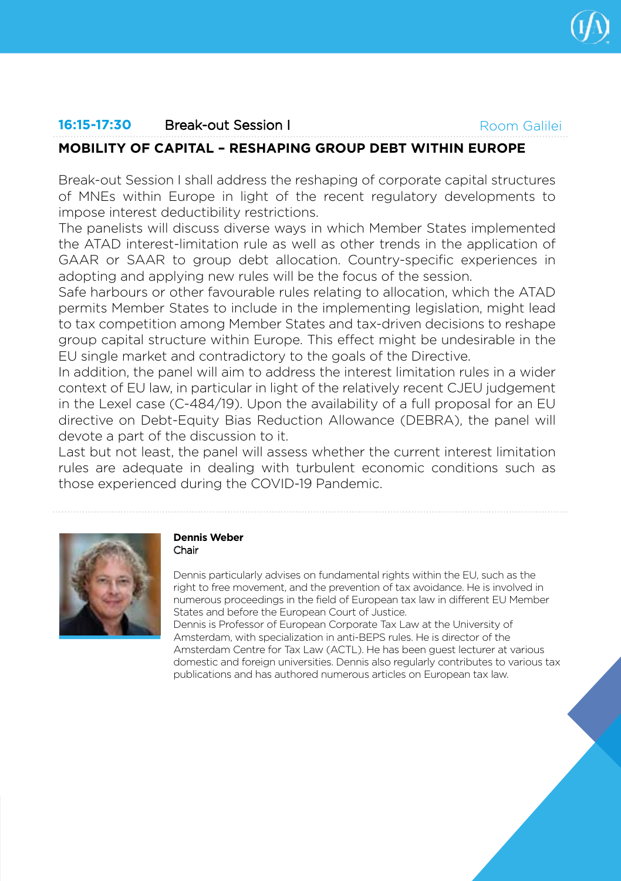**16:15-17:30** Break-out Session I Room Galilei

## MOBILITY OF CAPITAL – RESHAPING GROUP DEBT WITHIN EUROPE

Break-out Session I shall address the reshaping of corporate capital structures of MNEs within Europe in light of the recent regulatory developments to impose interest deductibility restrictions.

The panelists will discuss diverse ways in which Member States implemented the ATAD interest-limitation rule as well as other trends in the application of GAAR or SAAR to group debt allocation. Country-specific experiences in adopting and applying new rules will be the focus of the session.

Safe harbours or other favourable rules relating to allocation, which the ATAD permits Member States to include in the implementing legislation, might lead to tax competition among Member States and tax-driven decisions to reshape group capital structure within Europe. This effect might be undesirable in the EU single market and contradictory to the goals of the Directive.

In addition, the panel will aim to address the interest limitation rules in a wider context of EU law, in particular in light of the relatively recent CJEU judgement in the Lexel case (C-484/19). Upon the availability of a full proposal for an EU directive on Debt-Equity Bias Reduction Allowance (DEBRA), the panel will devote a part of the discussion to it.

Last but not least, the panel will assess whether the current interest limitation rules are adequate in dealing with turbulent economic conditions such as those experienced during the COVID-19 Pandemic.

**Dennis Weber**
Chair

Dennis particularly advises on fundamental rights within the EU, such as the right to free movement, and the prevention of tax avoidance. He is involved in numerous proceedings in the field of European tax law in different EU Member States and before the European Court of Justice.

Dennis is Professor of European Corporate Tax Law at the University of Amsterdam, with specialization in anti-BEPS rules. He is director of the Amsterdam Centre for Tax Law (ACTL). He has been guest lecturer at various domestic and foreign universities. Dennis also regularly contributes to various tax publications and has authored numerous articles on European tax law.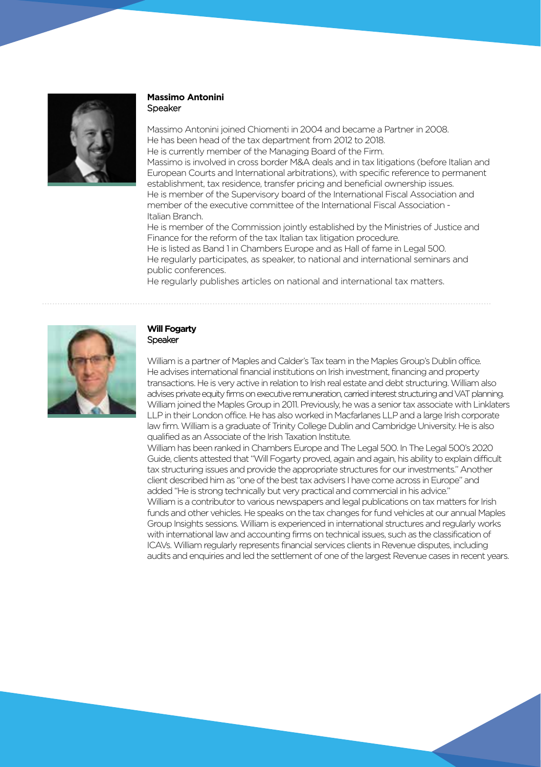**Massimo Antonini**
Speaker

Massimo Antonini joined Chiomenti in 2004 and became a Partner in 2008.
He has been head of the tax department from 2012 to 2018.
He is currently member of the Managing Board of the Firm.
Massimo is involved in cross border M&A deals and in tax litigations (before Italian and European Courts and International arbitrations), with specific reference to permanent establishment, tax residence, transfer pricing and beneficial ownership issues.
He is member of the Supervisory board of the International Fiscal Association and member of the executive committee of the International Fiscal Association - Italian Branch.
He is member of the Commission jointly established by the Ministries of Justice and Finance for the reform of the tax Italian tax litigation procedure.
He is listed as Band 1 in Chambers Europe and as Hall of fame in Legal 500.
He regularly participates, as speaker, to national and international seminars and public conferences.
He regularly publishes articles on national and international tax matters.

---

**Will Fogarty**
Speaker

William is a partner of Maples and Calder's Tax team in the Maples Group's Dublin office. He advises international financial institutions on Irish investment, financing and property transactions. He is very active in relation to Irish real estate and debt structuring. William also advises private equity firms on executive remuneration, carried interest structuring and VAT planning. William joined the Maples Group in 2011. Previously, he was a senior tax associate with Linklaters LLP in their London office. He has also worked in Macfarlanes LLP and a large Irish corporate law firm. William is a graduate of Trinity College Dublin and Cambridge University. He is also qualified as an Associate of the Irish Taxation Institute.
William has been ranked in Chambers Europe and The Legal 500. In The Legal 500's 2020 Guide, clients attested that "Will Fogarty proved, again and again, his ability to explain difficult tax structuring issues and provide the appropriate structures for our investments." Another client described him as "one of the best tax advisers I have come across in Europe" and added "He is strong technically but very practical and commercial in his advice."
William is a contributor to various newspapers and legal publications on tax matters for Irish funds and other vehicles. He speaks on the tax changes for fund vehicles at our annual Maples Group Insights sessions. William is experienced in international structures and regularly works with international law and accounting firms on technical issues, such as the classification of ICAVs. William regularly represents financial services clients in Revenue disputes, including audits and enquiries and led the settlement of one of the largest Revenue cases in recent years.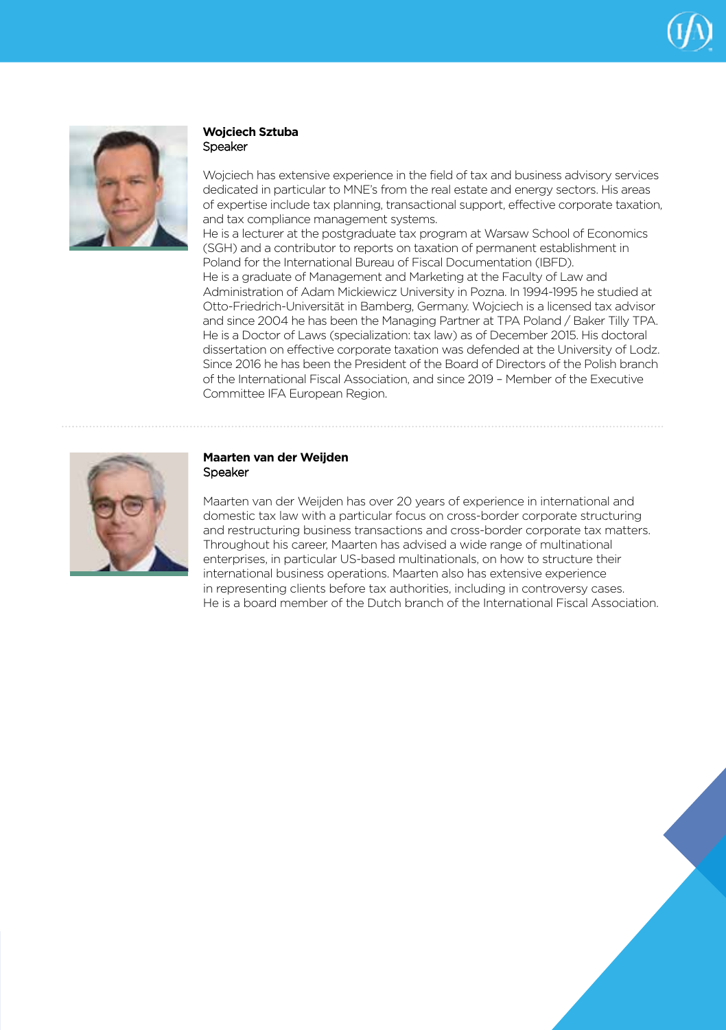**Wojciech Sztuba**
Speaker

Wojciech has extensive experience in the field of tax and business advisory services dedicated in particular to MNE's from the real estate and energy sectors. His areas of expertise include tax planning, transactional support, effective corporate taxation, and tax compliance management systems.
He is a lecturer at the postgraduate tax program at Warsaw School of Economics (SGH) and a contributor to reports on taxation of permanent establishment in Poland for the International Bureau of Fiscal Documentation (IBFD).
He is a graduate of Management and Marketing at the Faculty of Law and Administration of Adam Mickiewicz University in Pozna. In 1994-1995 he studied at Otto-Friedrich-Universität in Bamberg, Germany. Wojciech is a licensed tax advisor and since 2004 he has been the Managing Partner at TPA Poland / Baker Tilly TPA. He is a Doctor of Laws (specialization: tax law) as of December 2015. His doctoral dissertation on effective corporate taxation was defended at the University of Lodz. Since 2016 he has been the President of the Board of Directors of the Polish branch of the International Fiscal Association, and since 2019 – Member of the Executive Committee IFA European Region.

**Maarten van der Weijden**
Speaker

Maarten van der Weijden has over 20 years of experience in international and domestic tax law with a particular focus on cross-border corporate structuring and restructuring business transactions and cross-border corporate tax matters. Throughout his career, Maarten has advised a wide range of multinational enterprises, in particular US-based multinationals, on how to structure their international business operations. Maarten also has extensive experience in representing clients before tax authorities, including in controversy cases. He is a board member of the Dutch branch of the International Fiscal Association.